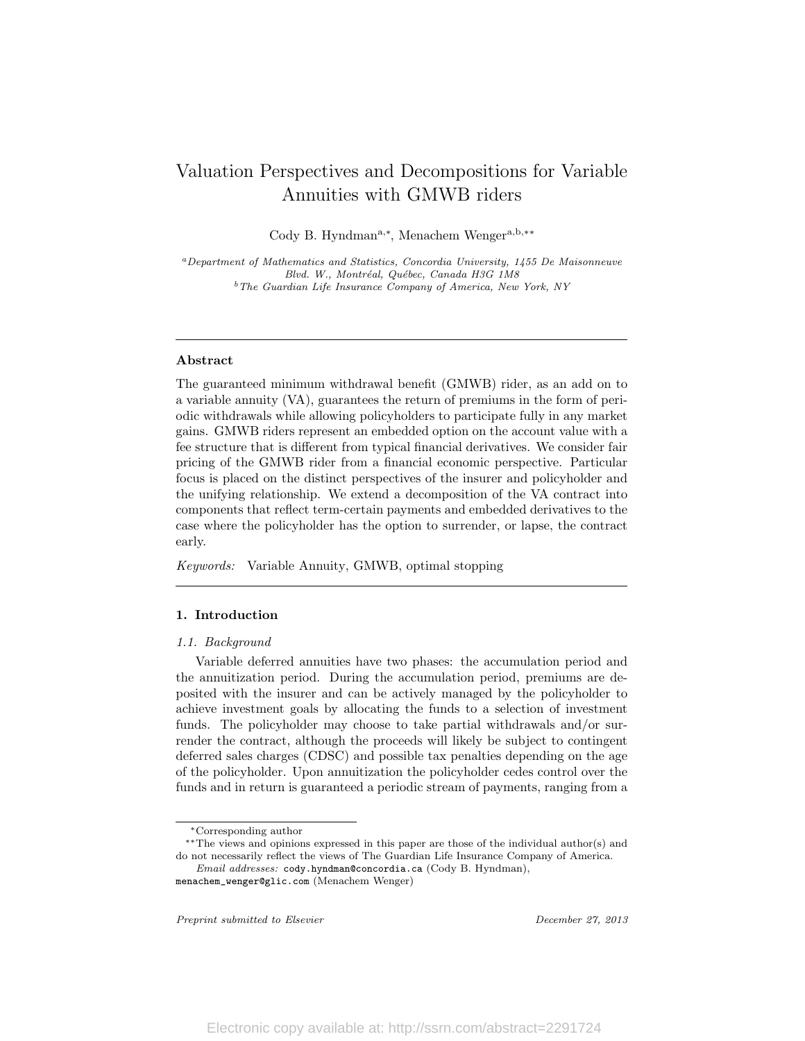# Valuation Perspectives and Decompositions for Variable Annuities with GMWB riders

Cody B. Hyndman[a,*], Menachem Wenger[a,b,**]

[a] *Department of Mathematics and Statistics, Concordia University, 1455 De Maisonneuve Blvd. W., Montréal, Québec, Canada H3G 1M8*
[b] *The Guardian Life Insurance Company of America, New York, NY*

---

### Abstract

The guaranteed minimum withdrawal benefit (GMWB) rider, as an add on to a variable annuity (VA), guarantees the return of premiums in the form of periodic withdrawals while allowing policyholders to participate fully in any market gains. GMWB riders represent an embedded option on the account value with a fee structure that is different from typical financial derivatives. We consider fair pricing of the GMWB rider from a financial economic perspective. Particular focus is placed on the distinct perspectives of the insurer and policyholder and the unifying relationship. We extend a decomposition of the VA contract into components that reflect term-certain payments and embedded derivatives to the case where the policyholder has the option to surrender, or lapse, the contract early.

*Keywords:* Variable Annuity, GMWB, optimal stopping

---

## 1. Introduction

### 1.1. Background

Variable deferred annuities have two phases: the accumulation period and the annuitization period. During the accumulation period, premiums are deposited with the insurer and can be actively managed by the policyholder to achieve investment goals by allocating the funds to a selection of investment funds. The policyholder may choose to take partial withdrawals and/or surrender the contract, although the proceeds will likely be subject to contingent deferred sales charges (CDSC) and possible tax penalties depending on the age of the policyholder. Upon annuitization the policyholder cedes control over the funds and in return is guaranteed a periodic stream of payments, ranging from a

---

[*] Corresponding author

[**] The views and opinions expressed in this paper are those of the individual author(s) and do not necessarily reflect the views of The Guardian Life Insurance Company of America.

*Email addresses:* cody.hyndman@concordia.ca (Cody B. Hyndman), menachem_wenger@glic.com (Menachem Wenger)

*Preprint submitted to Elsevier* *December 27, 2013*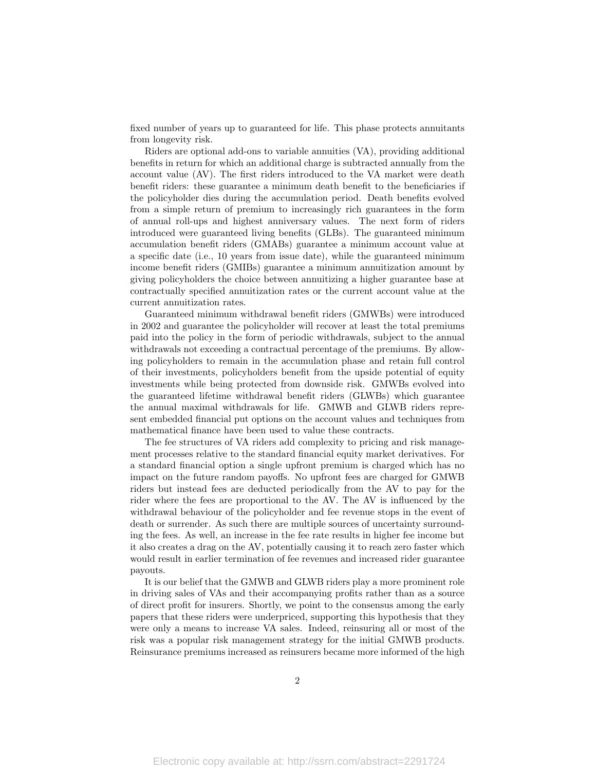fixed number of years up to guaranteed for life. This phase protects annuitants from longevity risk.

Riders are optional add-ons to variable annuities (VA), providing additional benefits in return for which an additional charge is subtracted annually from the account value (AV). The first riders introduced to the VA market were death benefit riders: these guarantee a minimum death benefit to the beneficiaries if the policyholder dies during the accumulation period. Death benefits evolved from a simple return of premium to increasingly rich guarantees in the form of annual roll-ups and highest anniversary values. The next form of riders introduced were guaranteed living benefits (GLBs). The guaranteed minimum accumulation benefit riders (GMABs) guarantee a minimum account value at a specific date (i.e., 10 years from issue date), while the guaranteed minimum income benefit riders (GMIBs) guarantee a minimum annuitization amount by giving policyholders the choice between annuitizing a higher guarantee base at contractually specified annuitization rates or the current account value at the current annuitization rates.

Guaranteed minimum withdrawal benefit riders (GMWBs) were introduced in 2002 and guarantee the policyholder will recover at least the total premiums paid into the policy in the form of periodic withdrawals, subject to the annual withdrawals not exceeding a contractual percentage of the premiums. By allowing policyholders to remain in the accumulation phase and retain full control of their investments, policyholders benefit from the upside potential of equity investments while being protected from downside risk. GMWBs evolved into the guaranteed lifetime withdrawal benefit riders (GLWBs) which guarantee the annual maximal withdrawals for life. GMWB and GLWB riders represent embedded financial put options on the account values and techniques from mathematical finance have been used to value these contracts.

The fee structures of VA riders add complexity to pricing and risk management processes relative to the standard financial equity market derivatives. For a standard financial option a single upfront premium is charged which has no impact on the future random payoffs. No upfront fees are charged for GMWB riders but instead fees are deducted periodically from the AV to pay for the rider where the fees are proportional to the AV. The AV is influenced by the withdrawal behaviour of the policyholder and fee revenue stops in the event of death or surrender. As such there are multiple sources of uncertainty surrounding the fees. As well, an increase in the fee rate results in higher fee income but it also creates a drag on the AV, potentially causing it to reach zero faster which would result in earlier termination of fee revenues and increased rider guarantee payouts.

It is our belief that the GMWB and GLWB riders play a more prominent role in driving sales of VAs and their accompanying profits rather than as a source of direct profit for insurers. Shortly, we point to the consensus among the early papers that these riders were underpriced, supporting this hypothesis that they were only a means to increase VA sales. Indeed, reinsuring all or most of the risk was a popular risk management strategy for the initial GMWB products. Reinsurance premiums increased as reinsurers became more informed of the high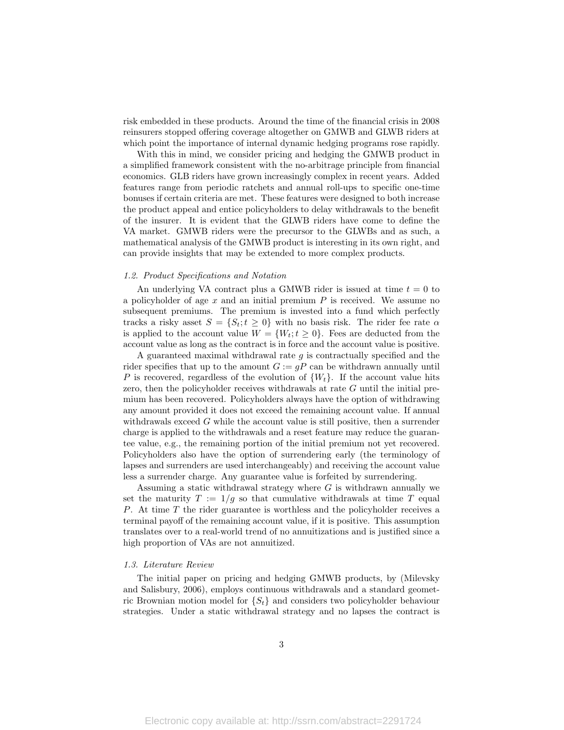risk embedded in these products. Around the time of the financial crisis in 2008 reinsurers stopped offering coverage altogether on GMWB and GLWB riders at which point the importance of internal dynamic hedging programs rose rapidly.

With this in mind, we consider pricing and hedging the GMWB product in a simplified framework consistent with the no-arbitrage principle from financial economics. GLB riders have grown increasingly complex in recent years. Added features range from periodic ratchets and annual roll-ups to specific one-time bonuses if certain criteria are met. These features were designed to both increase the product appeal and entice policyholders to delay withdrawals to the benefit of the insurer. It is evident that the GLWB riders have come to define the VA market. GMWB riders were the precursor to the GLWBs and as such, a mathematical analysis of the GMWB product is interesting in its own right, and can provide insights that may be extended to more complex products.

### *1.2. Product Specifications and Notation*

An underlying VA contract plus a GMWB rider is issued at time $t = 0$ to a policyholder of age $x$ and an initial premium $P$ is received. We assume no subsequent premiums. The premium is invested into a fund which perfectly tracks a risky asset $S = \{S_t; t \geq 0\}$ with no basis risk. The rider fee rate $\alpha$ is applied to the account value $W = \{W_t; t \geq 0\}$. Fees are deducted from the account value as long as the contract is in force and the account value is positive.

A guaranteed maximal withdrawal rate $g$ is contractually specified and the rider specifies that up to the amount $G := gP$ can be withdrawn annually until $P$ is recovered, regardless of the evolution of $\{W_t\}$. If the account value hits zero, then the policyholder receives withdrawals at rate $G$ until the initial premium has been recovered. Policyholders always have the option of withdrawing any amount provided it does not exceed the remaining account value. If annual withdrawals exceed $G$ while the account value is still positive, then a surrender charge is applied to the withdrawals and a reset feature may reduce the guarantee value, e.g., the remaining portion of the initial premium not yet recovered. Policyholders also have the option of surrendering early (the terminology of lapses and surrenders are used interchangeably) and receiving the account value less a surrender charge. Any guarantee value is forfeited by surrendering.

Assuming a static withdrawal strategy where $G$ is withdrawn annually we set the maturity $T := 1/g$ so that cumulative withdrawals at time $T$ equal $P$. At time $T$ the rider guarantee is worthless and the policyholder receives a terminal payoff of the remaining account value, if it is positive. This assumption translates over to a real-world trend of no annuitizations and is justified since a high proportion of VAs are not annuitized.

### *1.3. Literature Review*

The initial paper on pricing and hedging GMWB products, by (Milevsky and Salisbury, 2006), employs continuous withdrawals and a standard geometric Brownian motion model for $\{S_t\}$ and considers two policyholder behaviour strategies. Under a static withdrawal strategy and no lapses the contract is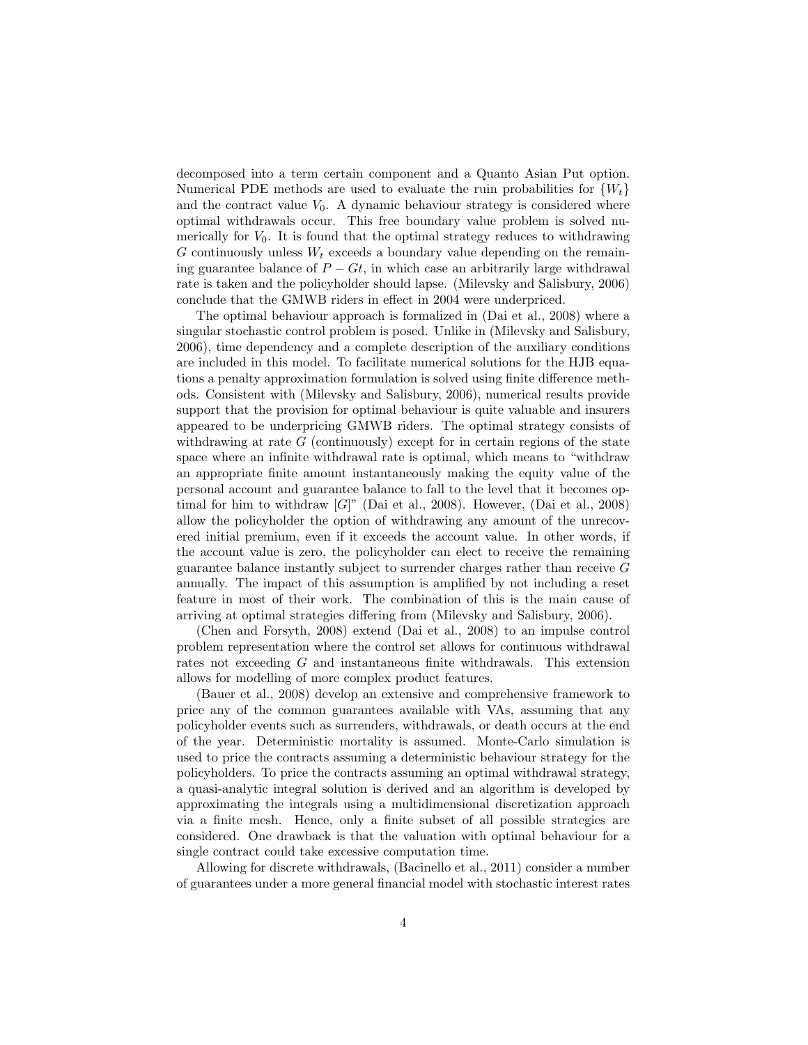decomposed into a term certain component and a Quanto Asian Put option. Numerical PDE methods are used to evaluate the ruin probabilities for $\{W_t\}$ and the contract value $V_0$. A dynamic behaviour strategy is considered where optimal withdrawals occur. This free boundary value problem is solved numerically for $V_0$. It is found that the optimal strategy reduces to withdrawing $G$ continuously unless $W_t$ exceeds a boundary value depending on the remaining guarantee balance of $P - Gt$, in which case an arbitrarily large withdrawal rate is taken and the policyholder should lapse. (Milevsky and Salisbury, 2006) conclude that the GMWB riders in effect in 2004 were underpriced.

The optimal behaviour approach is formalized in (Dai et al., 2008) where a singular stochastic control problem is posed. Unlike in (Milevsky and Salisbury, 2006), time dependency and a complete description of the auxiliary conditions are included in this model. To facilitate numerical solutions for the HJB equations a penalty approximation formulation is solved using finite difference methods. Consistent with (Milevsky and Salisbury, 2006), numerical results provide support that the provision for optimal behaviour is quite valuable and insurers appeared to be underpricing GMWB riders. The optimal strategy consists of withdrawing at rate $G$ (continuously) except for in certain regions of the state space where an infinite withdrawal rate is optimal, which means to "withdraw an appropriate finite amount instantaneously making the equity value of the personal account and guarantee balance to fall to the level that it becomes optimal for him to withdraw [$G$]" (Dai et al., 2008). However, (Dai et al., 2008) allow the policyholder the option of withdrawing any amount of the unrecovered initial premium, even if it exceeds the account value. In other words, if the account value is zero, the policyholder can elect to receive the remaining guarantee balance instantly subject to surrender charges rather than receive $G$ annually. The impact of this assumption is amplified by not including a reset feature in most of their work. The combination of this is the main cause of arriving at optimal strategies differing from (Milevsky and Salisbury, 2006).

(Chen and Forsyth, 2008) extend (Dai et al., 2008) to an impulse control problem representation where the control set allows for continuous withdrawal rates not exceeding $G$ and instantaneous finite withdrawals. This extension allows for modelling of more complex product features.

(Bauer et al., 2008) develop an extensive and comprehensive framework to price any of the common guarantees available with VAs, assuming that any policyholder events such as surrenders, withdrawals, or death occurs at the end of the year. Deterministic mortality is assumed. Monte-Carlo simulation is used to price the contracts assuming a deterministic behaviour strategy for the policyholders. To price the contracts assuming an optimal withdrawal strategy, a quasi-analytic integral solution is derived and an algorithm is developed by approximating the integrals using a multidimensional discretization approach via a finite mesh. Hence, only a finite subset of all possible strategies are considered. One drawback is that the valuation with optimal behaviour for a single contract could take excessive computation time.

Allowing for discrete withdrawals, (Bacinello et al., 2011) consider a number of guarantees under a more general financial model with stochastic interest rates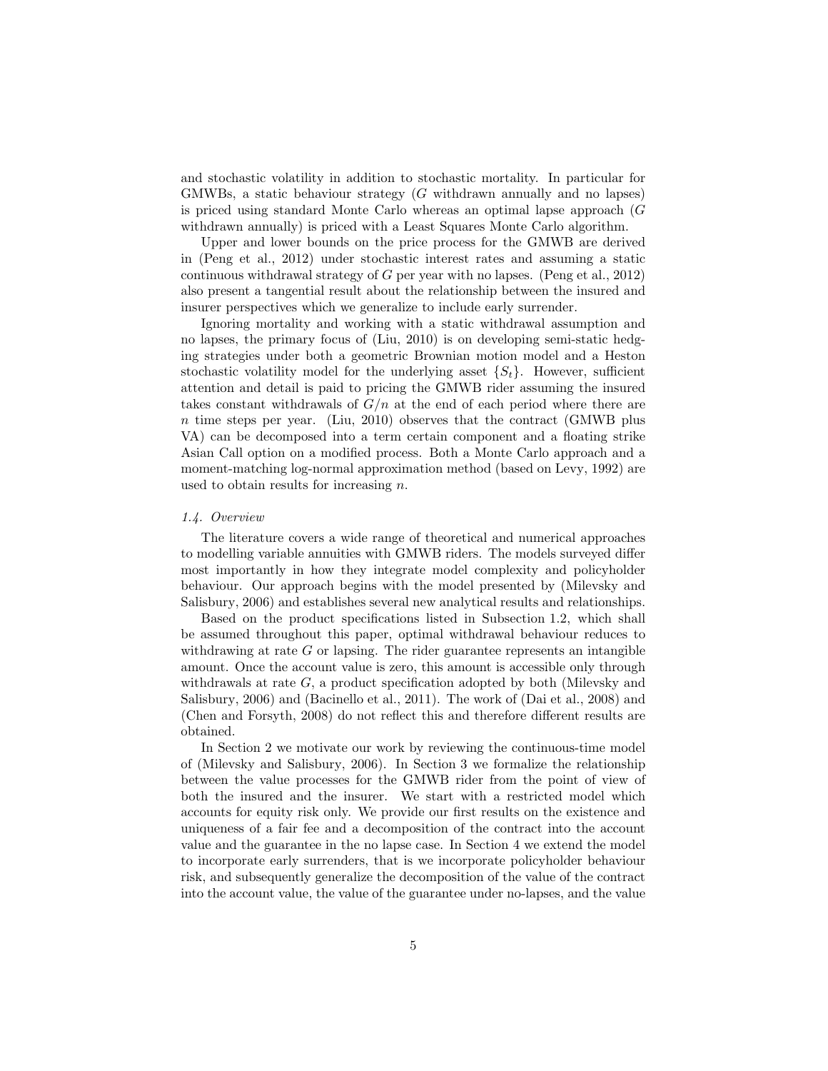and stochastic volatility in addition to stochastic mortality. In particular for GMWBs, a static behaviour strategy ($G$ withdrawn annually and no lapses) is priced using standard Monte Carlo whereas an optimal lapse approach ($G$ withdrawn annually) is priced with a Least Squares Monte Carlo algorithm.

Upper and lower bounds on the price process for the GMWB are derived in (Peng et al., 2012) under stochastic interest rates and assuming a static continuous withdrawal strategy of $G$ per year with no lapses. (Peng et al., 2012) also present a tangential result about the relationship between the insured and insurer perspectives which we generalize to include early surrender.

Ignoring mortality and working with a static withdrawal assumption and no lapses, the primary focus of (Liu, 2010) is on developing semi-static hedging strategies under both a geometric Brownian motion model and a Heston stochastic volatility model for the underlying asset $\{S_t\}$. However, sufficient attention and detail is paid to pricing the GMWB rider assuming the insured takes constant withdrawals of $G/n$ at the end of each period where there are $n$ time steps per year. (Liu, 2010) observes that the contract (GMWB plus VA) can be decomposed into a term certain component and a floating strike Asian Call option on a modified process. Both a Monte Carlo approach and a moment-matching log-normal approximation method (based on Levy, 1992) are used to obtain results for increasing $n$.

### *1.4. Overview*

The literature covers a wide range of theoretical and numerical approaches to modelling variable annuities with GMWB riders. The models surveyed differ most importantly in how they integrate model complexity and policyholder behaviour. Our approach begins with the model presented by (Milevsky and Salisbury, 2006) and establishes several new analytical results and relationships.

Based on the product specifications listed in Subsection 1.2, which shall be assumed throughout this paper, optimal withdrawal behaviour reduces to withdrawing at rate $G$ or lapsing. The rider guarantee represents an intangible amount. Once the account value is zero, this amount is accessible only through withdrawals at rate $G$, a product specification adopted by both (Milevsky and Salisbury, 2006) and (Bacinello et al., 2011). The work of (Dai et al., 2008) and (Chen and Forsyth, 2008) do not reflect this and therefore different results are obtained.

In Section 2 we motivate our work by reviewing the continuous-time model of (Milevsky and Salisbury, 2006). In Section 3 we formalize the relationship between the value processes for the GMWB rider from the point of view of both the insured and the insurer. We start with a restricted model which accounts for equity risk only. We provide our first results on the existence and uniqueness of a fair fee and a decomposition of the contract into the account value and the guarantee in the no lapse case. In Section 4 we extend the model to incorporate early surrenders, that is we incorporate policyholder behaviour risk, and subsequently generalize the decomposition of the value of the contract into the account value, the value of the guarantee under no-lapses, and the value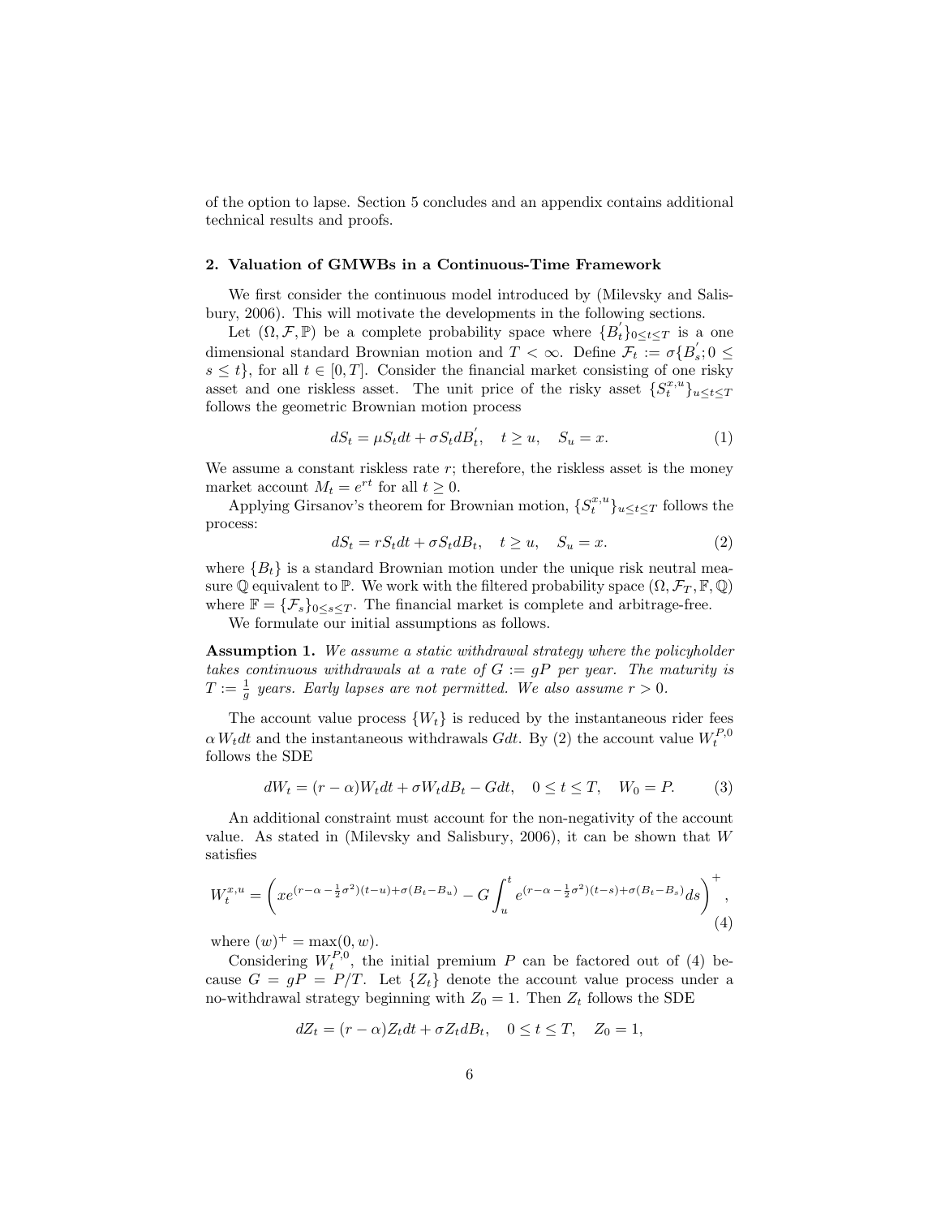of the option to lapse. Section 5 concludes and an appendix contains additional technical results and proofs.

## 2. Valuation of GMWBs in a Continuous-Time Framework

We first consider the continuous model introduced by (Milevsky and Salisbury, 2006). This will motivate the developments in the following sections.

Let $(\Omega, \mathcal{F}, \mathbb{P})$ be a complete probability space where $\{B_t^{'}\}_{0 \le t \le T}$ is a one dimensional standard Brownian motion and $T < \infty$. Define $\mathcal{F}_t := \sigma\{B_s^{'}; 0 \le s \le t\}$, for all $t \in [0, T]$. Consider the financial market consisting of one risky asset and one riskless asset. The unit price of the risky asset $\{S_t^{x,u}\}_{u \le t \le T}$ follows the geometric Brownian motion process

$$dS_t = \mu S_t dt + \sigma S_t dB_t^{'}, \quad t \ge u, \quad S_u = x. \tag{1}$$

We assume a constant riskless rate $r$; therefore, the riskless asset is the money market account $M_t = e^{rt}$ for all $t \ge 0$.

Applying Girsanov's theorem for Brownian motion, $\{S_t^{x,u}\}_{u \le t \le T}$ follows the process:

$$dS_t = rS_t dt + \sigma S_t dB_t, \quad t \ge u, \quad S_u = x. \tag{2}$$

where $\{B_t\}$ is a standard Brownian motion under the unique risk neutral measure $\mathbb{Q}$ equivalent to $\mathbb{P}$. We work with the filtered probability space $(\Omega, \mathcal{F}_T, \mathbb{F}, \mathbb{Q})$ where $\mathbb{F} = \{\mathcal{F}_s\}_{0 \le s \le T}$. The financial market is complete and arbitrage-free.

We formulate our initial assumptions as follows.

**Assumption 1.** *We assume a static withdrawal strategy where the policyholder takes continuous withdrawals at a rate of $G := gP$ per year. The maturity is $T := \frac{1}{g}$ years. Early lapses are not permitted. We also assume $r > 0$.*

The account value process $\{W_t\}$ is reduced by the instantaneous rider fees $\alpha W_t dt$ and the instantaneous withdrawals $Gdt$. By (2) the account value $W_t^{P,0}$ follows the SDE

$$dW_t = (r - \alpha)W_t dt + \sigma W_t dB_t - Gdt, \quad 0 \le t \le T, \quad W_0 = P. \tag{3}$$

An additional constraint must account for the non-negativity of the account value. As stated in (Milevsky and Salisbury, 2006), it can be shown that $W$ satisfies

$$W_t^{x,u} = \left( xe^{(r-\alpha-\frac{1}{2}\sigma^2)(t-u)+\sigma(B_t - B_u)} - G\int_u^t e^{(r-\alpha-\frac{1}{2}\sigma^2)(t-s)+\sigma(B_t - B_s)} ds \right)^+, \tag{4}$$

where $(w)^+ = \max(0, w)$.

Considering $W_t^{P,0}$, the initial premium $P$ can be factored out of (4) because $G = gP = P/T$. Let $\{Z_t\}$ denote the account value process under a no-withdrawal strategy beginning with $Z_0 = 1$. Then $Z_t$ follows the SDE

$$dZ_t = (r - \alpha)Z_t dt + \sigma Z_t dB_t, \quad 0 \le t \le T, \quad Z_0 = 1,$$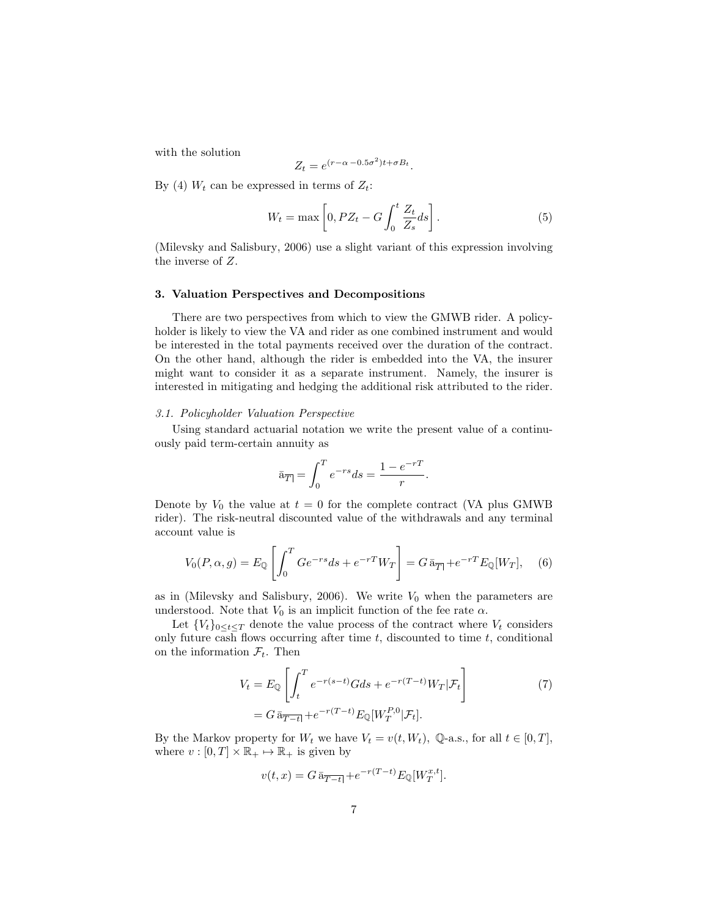with the solution

$$Z_t = e^{(r-\alpha-0.5\sigma^2)t+\sigma B_t}.$$

By (4) $W_t$ can be expressed in terms of $Z_t$:

$$W_t = \max\left[0, PZ_t - G\int_0^t \frac{Z_t}{Z_s}ds\right]. \tag{5}$$

(Milevsky and Salisbury, 2006) use a slight variant of this expression involving the inverse of $Z$.

### 3. Valuation Perspectives and Decompositions

There are two perspectives from which to view the GMWB rider. A policyholder is likely to view the VA and rider as one combined instrument and would be interested in the total payments received over the duration of the contract. On the other hand, although the rider is embedded into the VA, the insurer might want to consider it as a separate instrument. Namely, the insurer is interested in mitigating and hedging the additional risk attributed to the rider.

#### *3.1. Policyholder Valuation Perspective*

Using standard actuarial notation we write the present value of a continuously paid term-certain annuity as

$$\bar{a}_{\overline{T|}} = \int_0^T e^{-rs}ds = \frac{1-e^{-rT}}{r}.$$

Denote by $V_0$ the value at $t = 0$ for the complete contract (VA plus GMWB rider). The risk-neutral discounted value of the withdrawals and any terminal account value is

$$V_0(P,\alpha,g) = E_{\mathbb{Q}}\left[\int_0^T Ge^{-rs}ds + e^{-rT}W_T\right] = G\,\bar{a}_{\overline{T|}} + e^{-rT}E_{\mathbb{Q}}[W_T], \tag{6}$$

as in (Milevsky and Salisbury, 2006). We write $V_0$ when the parameters are understood. Note that $V_0$ is an implicit function of the fee rate $\alpha$.

Let $\{V_t\}_{0\le t\le T}$ denote the value process of the contract where $V_t$ considers only future cash flows occurring after time $t$, discounted to time $t$, conditional on the information $\mathcal{F}_t$. Then

$$\begin{aligned} V_t &= E_{\mathbb{Q}}\left[\int_t^T e^{-r(s-t)}Gds + e^{-r(T-t)}W_T|\mathcal{F}_t\right] \\ &= G\,\bar{a}_{\overline{T-t|}} + e^{-r(T-t)}E_{\mathbb{Q}}[W_T^{P,0}|\mathcal{F}_t]. \end{aligned} \tag{7}$$

By the Markov property for $W_t$ we have $V_t = v(t, W_t)$, $\mathbb{Q}$-a.s., for all $t \in [0,T]$, where $v : [0,T]\times\mathbb{R}_+ \mapsto \mathbb{R}_+$ is given by

$$v(t,x) = G\,\bar{a}_{\overline{T-t|}} + e^{-r(T-t)}E_{\mathbb{Q}}[W_T^{x,t}].$$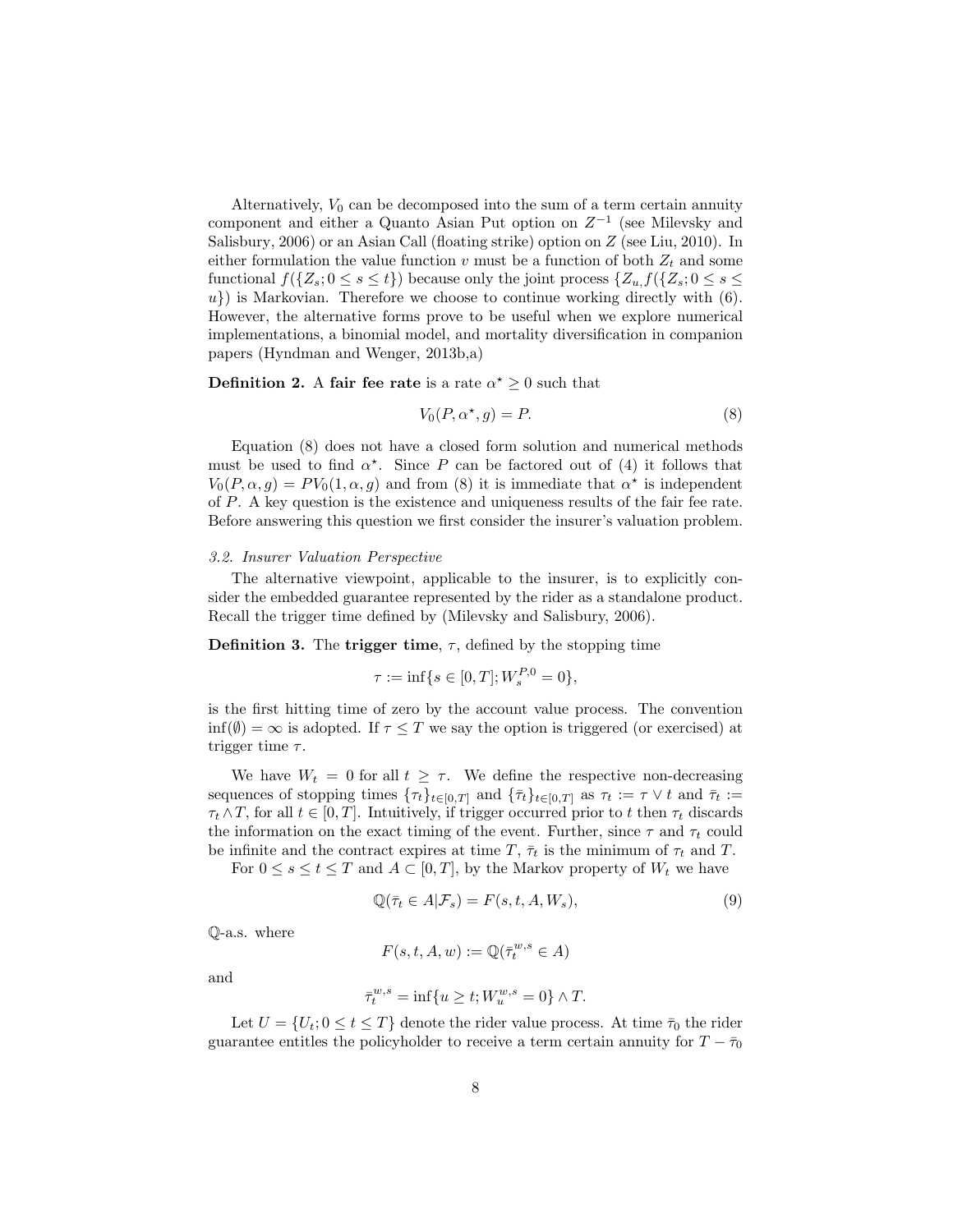Alternatively, $V_0$ can be decomposed into the sum of a term certain annuity component and either a Quanto Asian Put option on $Z^{-1}$ (see Milevsky and Salisbury, 2006) or an Asian Call (floating strike) option on $Z$ (see Liu, 2010). In either formulation the value function $v$ must be a function of both $Z_t$ and some functional $f(\{Z_s; 0 \leq s \leq t\})$ because only the joint process $\{Z_u, f(\{Z_s; 0 \leq s \leq u\})$ is Markovian. Therefore we choose to continue working directly with (6). However, the alternative forms prove to be useful when we explore numerical implementations, a binomial model, and mortality diversification in companion papers (Hyndman and Wenger, 2013b,a)

**Definition 2.** A **fair fee rate** is a rate $\alpha^\star \geq 0$ such that

$$V_0(P, \alpha^\star, g) = P. \tag{8}$$

Equation (8) does not have a closed form solution and numerical methods must be used to find $\alpha^\star$. Since $P$ can be factored out of (4) it follows that $V_0(P, \alpha, g) = PV_0(1, \alpha, g)$ and from (8) it is immediate that $\alpha^\star$ is independent of $P$. A key question is the existence and uniqueness results of the fair fee rate. Before answering this question we first consider the insurer's valuation problem.

### *3.2. Insurer Valuation Perspective*

The alternative viewpoint, applicable to the insurer, is to explicitly consider the embedded guarantee represented by the rider as a standalone product. Recall the trigger time defined by (Milevsky and Salisbury, 2006).

**Definition 3.** The **trigger time**, $\tau$, defined by the stopping time

$$\tau := \inf\{s \in [0, T]; W_s^{P,0} = 0\},$$

is the first hitting time of zero by the account value process. The convention $\inf(\emptyset) = \infty$ is adopted. If $\tau \leq T$ we say the option is triggered (or exercised) at trigger time $\tau$.

We have $W_t = 0$ for all $t \geq \tau$. We define the respective non-decreasing sequences of stopping times $\{\tau_t\}_{t\in[0,T]}$ and $\{\bar{\tau}_t\}_{t\in[0,T]}$ as $\tau_t := \tau \vee t$ and $\bar{\tau}_t := \tau_t \wedge T$, for all $t \in [0, T]$. Intuitively, if trigger occurred prior to $t$ then $\tau_t$ discards the information on the exact timing of the event. Further, since $\tau$ and $\tau_t$ could be infinite and the contract expires at time $T$, $\bar{\tau}_t$ is the minimum of $\tau_t$ and $T$.

For $0 \leq s \leq t \leq T$ and $A \subset [0, T]$, by the Markov property of $W_t$ we have

$$\mathbb{Q}(\bar{\tau}_t \in A | \mathcal{F}_s) = F(s, t, A, W_s), \tag{9}$$

$\mathbb{Q}$-a.s. where

$$F(s, t, A, w) := \mathbb{Q}(\bar{\tau}_t^{w,s} \in A)$$

and

$$\bar{\tau}_t^{w,s} = \inf\{u \geq t; W_u^{w,s} = 0\} \wedge T.$$

Let $U = \{U_t; 0 \leq t \leq T\}$ denote the rider value process. At time $\bar{\tau}_0$ the rider guarantee entitles the policyholder to receive a term certain annuity for $T - \bar{\tau}_0$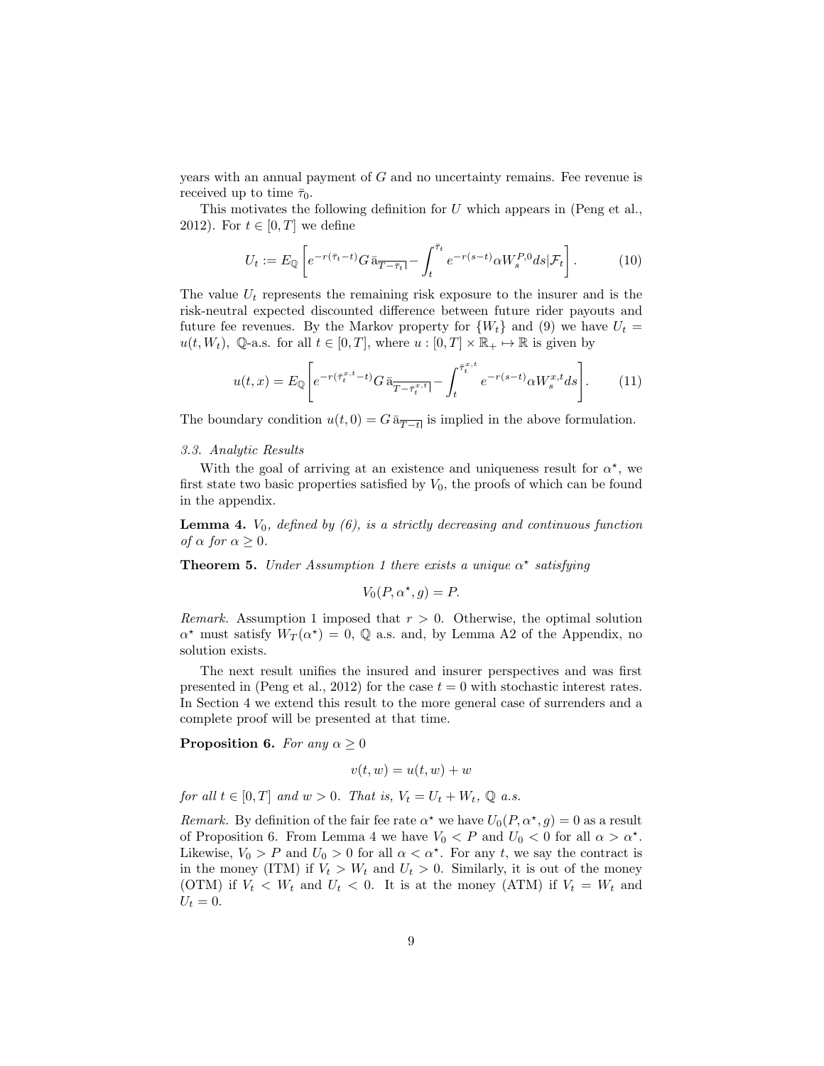years with an annual payment of $G$ and no uncertainty remains. Fee revenue is received up to time $\bar{\tau}_0$.

This motivates the following definition for $U$ which appears in (Peng et al., 2012). For $t \in [0, T]$ we define

$$U_t := E_{\mathbb{Q}}\left[ e^{-r(\bar{\tau}_t - t)} G\, \bar{a}_{\overline{T-\bar{\tau}_t}|} - \int_t^{\bar{\tau}_t} e^{-r(s-t)} \alpha W_s^{P,0} ds | \mathcal{F}_t \right]. \tag{10}$$

The value $U_t$ represents the remaining risk exposure to the insurer and is the risk-neutral expected discounted difference between future rider payouts and future fee revenues. By the Markov property for $\{W_t\}$ and (9) we have $U_t = u(t, W_t)$, $\mathbb{Q}$-a.s. for all $t \in [0, T]$, where $u : [0, T] \times \mathbb{R}_+ \mapsto \mathbb{R}$ is given by

$$u(t, x) = E_{\mathbb{Q}}\left[ e^{-r(\bar{\tau}_t^{x,t} - t)} G\, \bar{a}_{\overline{T-\bar{\tau}_t^{x,t}}|} - \int_t^{\bar{\tau}_t^{x,t}} e^{-r(s-t)} \alpha W_s^{x,t} ds \right]. \tag{11}$$

The boundary condition $u(t, 0) = G\, \bar{a}_{\overline{T-t}|}$ is implied in the above formulation.

### 3.3. Analytic Results

With the goal of arriving at an existence and uniqueness result for $\alpha^\star$, we first state two basic properties satisfied by $V_0$, the proofs of which can be found in the appendix.

**Lemma 4.** *$V_0$, defined by (6), is a strictly decreasing and continuous function of $\alpha$ for $\alpha \geq 0$.*

**Theorem 5.** *Under Assumption 1 there exists a unique $\alpha^\star$ satisfying*

$$V_0(P, \alpha^\star, g) = P.$$

*Remark.* Assumption 1 imposed that $r > 0$. Otherwise, the optimal solution $\alpha^\star$ must satisfy $W_T(\alpha^\star) = 0$, $\mathbb{Q}$ a.s. and, by Lemma A2 of the Appendix, no solution exists.

The next result unifies the insured and insurer perspectives and was first presented in (Peng et al., 2012) for the case $t = 0$ with stochastic interest rates. In Section 4 we extend this result to the more general case of surrenders and a complete proof will be presented at that time.

**Proposition 6.** *For any $\alpha \geq 0$*

$$v(t, w) = u(t, w) + w$$

*for all $t \in [0, T]$ and $w > 0$. That is, $V_t = U_t + W_t$, $\mathbb{Q}$ a.s.*

*Remark.* By definition of the fair fee rate $\alpha^\star$ we have $U_0(P, \alpha^\star, g) = 0$ as a result of Proposition 6. From Lemma 4 we have $V_0 < P$ and $U_0 < 0$ for all $\alpha > \alpha^\star$. Likewise, $V_0 > P$ and $U_0 > 0$ for all $\alpha < \alpha^\star$. For any $t$, we say the contract is in the money (ITM) if $V_t > W_t$ and $U_t > 0$. Similarly, it is out of the money (OTM) if $V_t < W_t$ and $U_t < 0$. It is at the money (ATM) if $V_t = W_t$ and $U_t = 0$.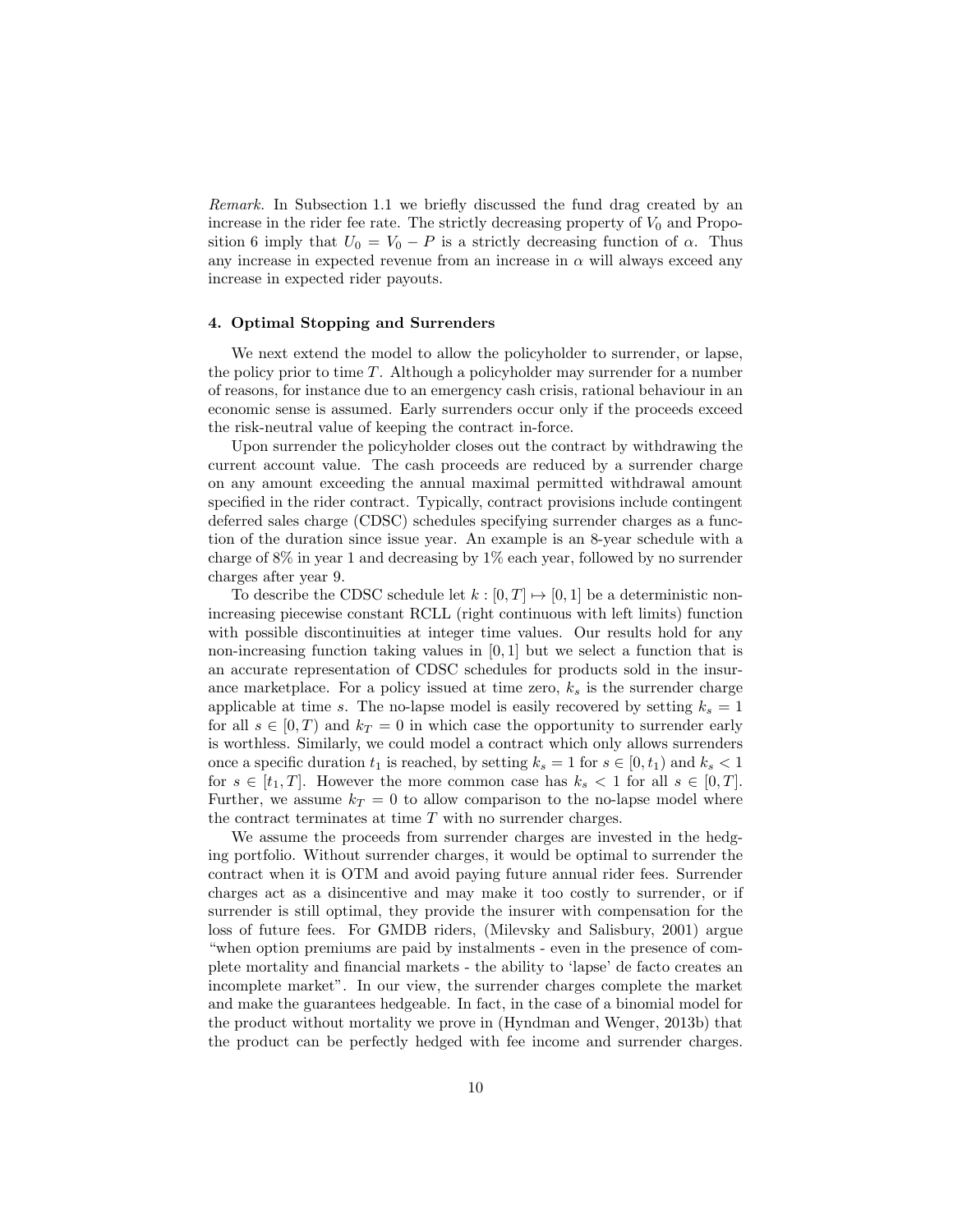*Remark.* In Subsection 1.1 we briefly discussed the fund drag created by an increase in the rider fee rate. The strictly decreasing property of $V_0$ and Proposition 6 imply that $U_0 = V_0 - P$ is a strictly decreasing function of $\alpha$. Thus any increase in expected revenue from an increase in $\alpha$ will always exceed any increase in expected rider payouts.

## 4. Optimal Stopping and Surrenders

We next extend the model to allow the policyholder to surrender, or lapse, the policy prior to time $T$. Although a policyholder may surrender for a number of reasons, for instance due to an emergency cash crisis, rational behaviour in an economic sense is assumed. Early surrenders occur only if the proceeds exceed the risk-neutral value of keeping the contract in-force.

Upon surrender the policyholder closes out the contract by withdrawing the current account value. The cash proceeds are reduced by a surrender charge on any amount exceeding the annual maximal permitted withdrawal amount specified in the rider contract. Typically, contract provisions include contingent deferred sales charge (CDSC) schedules specifying surrender charges as a function of the duration since issue year. An example is an 8-year schedule with a charge of 8% in year 1 and decreasing by 1% each year, followed by no surrender charges after year 9.

To describe the CDSC schedule let $k : [0, T] \mapsto [0, 1]$ be a deterministic non-increasing piecewise constant RCLL (right continuous with left limits) function with possible discontinuities at integer time values. Our results hold for any non-increasing function taking values in $[0, 1]$ but we select a function that is an accurate representation of CDSC schedules for products sold in the insurance marketplace. For a policy issued at time zero, $k_s$ is the surrender charge applicable at time $s$. The no-lapse model is easily recovered by setting $k_s = 1$ for all $s \in [0, T)$ and $k_T = 0$ in which case the opportunity to surrender early is worthless. Similarly, we could model a contract which only allows surrenders once a specific duration $t_1$ is reached, by setting $k_s = 1$ for $s \in [0, t_1)$ and $k_s < 1$ for $s \in [t_1, T]$. However the more common case has $k_s < 1$ for all $s \in [0, T]$. Further, we assume $k_T = 0$ to allow comparison to the no-lapse model where the contract terminates at time $T$ with no surrender charges.

We assume the proceeds from surrender charges are invested in the hedging portfolio. Without surrender charges, it would be optimal to surrender the contract when it is OTM and avoid paying future annual rider fees. Surrender charges act as a disincentive and may make it too costly to surrender, or if surrender is still optimal, they provide the insurer with compensation for the loss of future fees. For GMDB riders, (Milevsky and Salisbury, 2001) argue "when option premiums are paid by instalments - even in the presence of complete mortality and financial markets - the ability to 'lapse' de facto creates an incomplete market". In our view, the surrender charges complete the market and make the guarantees hedgeable. In fact, in the case of a binomial model for the product without mortality we prove in (Hyndman and Wenger, 2013b) that the product can be perfectly hedged with fee income and surrender charges.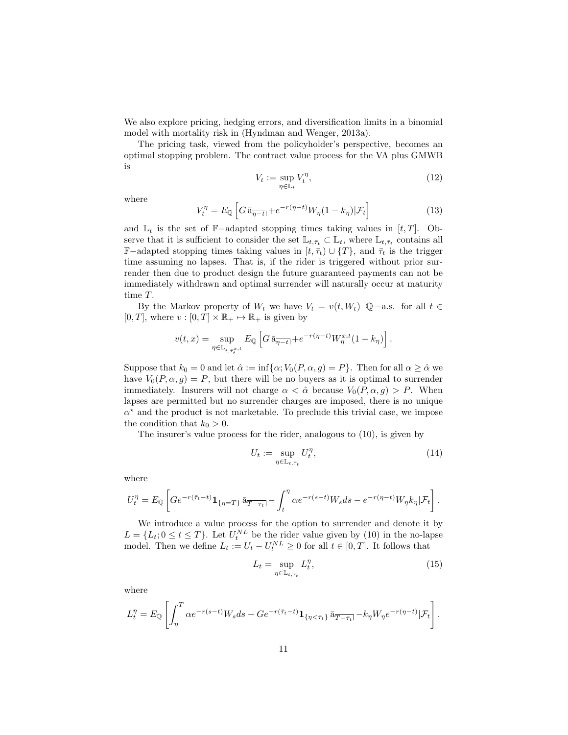We also explore pricing, hedging errors, and diversification limits in a binomial model with mortality risk in (Hyndman and Wenger, 2013a).

The pricing task, viewed from the policyholder's perspective, becomes an optimal stopping problem. The contract value process for the VA plus GMWB is

$$V_t := \sup_{\eta \in \mathbb{L}_t} V_t^\eta, \tag{12}$$

where

$$V_t^\eta = E_{\mathbb{Q}}\left[ G\,\bar{\mathrm{a}}_{\overline{\eta - t|}} + e^{-r(\eta - t)} W_\eta (1 - k_\eta) | \mathcal{F}_t \right] \tag{13}$$

and $\mathbb{L}_t$ is the set of $\mathbb{F}-$adapted stopping times taking values in $[t, T]$. Observe that it is sufficient to consider the set $\mathbb{L}_{t,\bar{\tau}_t} \subset \mathbb{L}_t$, where $\mathbb{L}_{t,\bar{\tau}_t}$ contains all $\mathbb{F}-$adapted stopping times taking values in $[t, \bar{\tau}_t) \cup \{T\}$, and $\bar{\tau}_t$ is the trigger time assuming no lapses. That is, if the rider is triggered without prior surrender then due to product design the future guaranteed payments can not be immediately withdrawn and optimal surrender will naturally occur at maturity time $T$.

By the Markov property of $W_t$ we have $V_t = v(t, W_t)$ $\mathbb{Q}-$a.s. for all $t \in [0, T]$, where $v : [0, T] \times \mathbb{R}_+ \mapsto \mathbb{R}_+$ is given by

$$v(t, x) = \sup_{\eta \in \mathbb{L}_{t,\bar{\tau}_t^{x,t}}} E_{\mathbb{Q}}\left[ G\,\bar{\mathrm{a}}_{\overline{\eta - t|}} + e^{-r(\eta - t)} W_\eta^{x,t} (1 - k_\eta) \right].$$

Suppose that $k_0 = 0$ and let $\hat{\alpha} := \inf\{\alpha; V_0(P, \alpha, g) = P\}$. Then for all $\alpha \geq \hat{\alpha}$ we have $V_0(P, \alpha, g) = P$, but there will be no buyers as it is optimal to surrender immediately. Insurers will not charge $\alpha < \hat{\alpha}$ because $V_0(P, \alpha, g) > P$. When lapses are permitted but no surrender charges are imposed, there is no unique $\alpha^\star$ and the product is not marketable. To preclude this trivial case, we impose the condition that $k_0 > 0$.

The insurer's value process for the rider, analogous to (10), is given by

$$U_t := \sup_{\eta \in \mathbb{L}_{t,\bar{\tau}_t}} U_t^\eta, \tag{14}$$

where

$$U_t^\eta = E_{\mathbb{Q}}\left[ G e^{-r(\bar{\tau}_t - t)} \mathbf{1}_{\{\eta = T\}}\,\bar{\mathrm{a}}_{\overline{T - \bar{\tau}_t|}} - \int_t^\eta \alpha e^{-r(s-t)} W_s ds - e^{-r(\eta - t)} W_\eta k_\eta | \mathcal{F}_t \right].$$

We introduce a value process for the option to surrender and denote it by $L = \{L_t; 0 \leq t \leq T\}$. Let $U_t^{NL}$ be the rider value given by (10) in the no-lapse model. Then we define $L_t := U_t - U_t^{NL} \geq 0$ for all $t \in [0, T]$. It follows that

$$L_t = \sup_{\eta \in \mathbb{L}_{t,\bar{\tau}_t}} L_t^\eta, \tag{15}$$

where

$$L_t^\eta = E_{\mathbb{Q}}\left[ \int_\eta^T \alpha e^{-r(s-t)} W_s ds - G e^{-r(\bar{\tau}_t - t)} \mathbf{1}_{\{\eta < \bar{\tau}_t\}}\,\bar{\mathrm{a}}_{\overline{T - \bar{\tau}_t|}} - k_\eta W_\eta e^{-r(\eta - t)} | \mathcal{F}_t \right].$$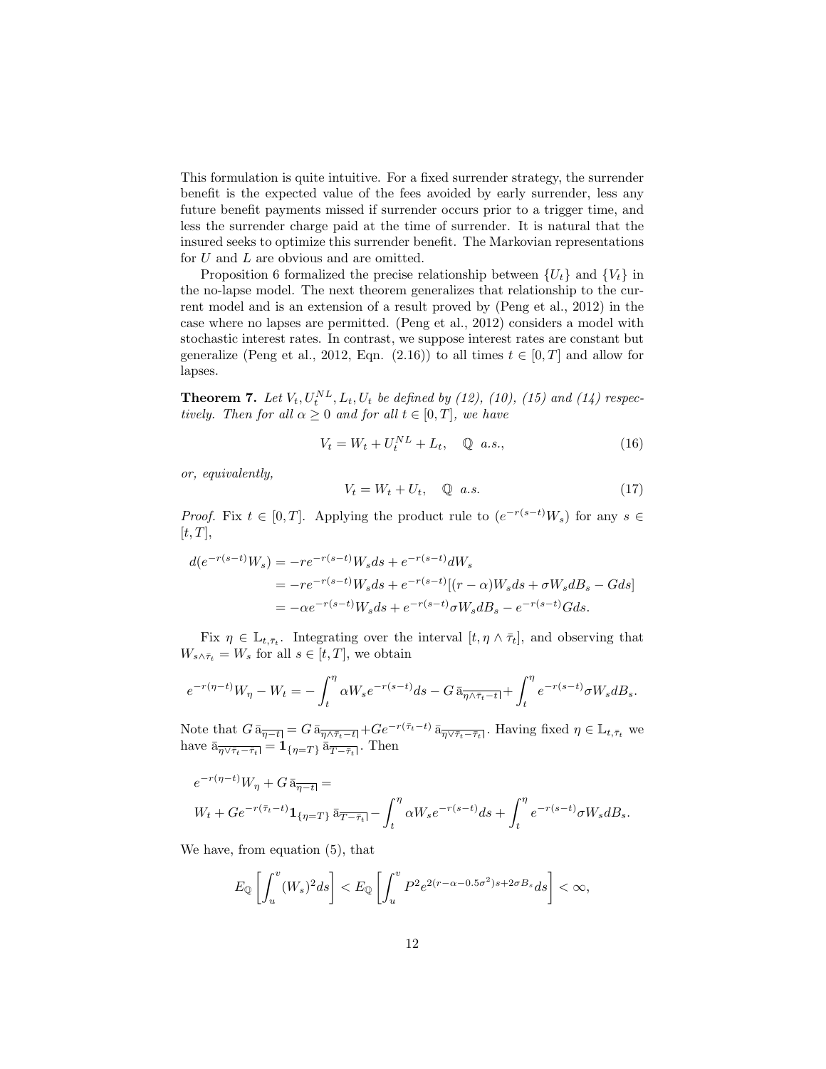This formulation is quite intuitive. For a fixed surrender strategy, the surrender benefit is the expected value of the fees avoided by early surrender, less any future benefit payments missed if surrender occurs prior to a trigger time, and less the surrender charge paid at the time of surrender. It is natural that the insured seeks to optimize this surrender benefit. The Markovian representations for $U$ and $L$ are obvious and are omitted.

Proposition 6 formalized the precise relationship between $\{U_t\}$ and $\{V_t\}$ in the no-lapse model. The next theorem generalizes that relationship to the current model and is an extension of a result proved by (Peng et al., 2012) in the case where no lapses are permitted. (Peng et al., 2012) considers a model with stochastic interest rates. In contrast, we suppose interest rates are constant but generalize (Peng et al., 2012, Eqn. (2.16)) to all times $t \in [0,T]$ and allow for lapses.

**Theorem 7.** *Let $V_t, U_t^{NL}, L_t, U_t$ be defined by (12), (10), (15) and (14) respectively. Then for all $\alpha \geq 0$ and for all $t \in [0,T]$, we have*

$$V_t = W_t + U_t^{NL} + L_t, \quad \mathbb{Q} \ \ a.s., \tag{16}$$

*or, equivalently,*

$$V_t = W_t + U_t, \quad \mathbb{Q} \ \ a.s. \tag{17}$$

*Proof.* Fix $t \in [0,T]$. Applying the product rule to $(e^{-r(s-t)}W_s)$ for any $s \in [t,T]$,

$$\begin{aligned}
d(e^{-r(s-t)}W_s) &= -re^{-r(s-t)}W_s ds + e^{-r(s-t)}dW_s \\
&= -re^{-r(s-t)}W_s ds + e^{-r(s-t)}[(r-\alpha)W_s ds + \sigma W_s dB_s - G ds] \\
&= -\alpha e^{-r(s-t)}W_s ds + e^{-r(s-t)}\sigma W_s dB_s - e^{-r(s-t)}G ds.
\end{aligned}$$

Fix $\eta \in \mathbb{L}_{t,\bar{\tau}_t}$. Integrating over the interval $[t, \eta \wedge \bar{\tau}_t]$, and observing that $W_{s\wedge\bar{\tau}_t} = W_s$ for all $s \in [t,T]$, we obtain

$$e^{-r(\eta-t)}W_\eta - W_t = -\int_t^\eta \alpha W_s e^{-r(s-t)}ds - G\,\bar{a}_{\overline{\eta\wedge\bar{\tau}_t - t|}} + \int_t^\eta e^{-r(s-t)}\sigma W_s dB_s.$$

Note that $G\,\bar{a}_{\overline{\eta-t|}} = G\,\bar{a}_{\overline{\eta\wedge\bar{\tau}_t-t|}} + Ge^{-r(\bar{\tau}_t-t)}\,\bar{a}_{\overline{\eta\vee\bar{\tau}_t-\bar{\tau}_t|}}$. Having fixed $\eta \in \mathbb{L}_{t,\bar{\tau}_t}$ we have $\bar{a}_{\overline{\eta\vee\bar{\tau}_t-\bar{\tau}_t|}} = \mathbf{1}_{\{\eta=T\}}\,\bar{a}_{\overline{T-\bar{\tau}_t|}}$. Then

$$\begin{aligned}
&e^{-r(\eta-t)}W_\eta + G\,\bar{a}_{\overline{\eta-t|}} = \\
&W_t + Ge^{-r(\bar{\tau}_t-t)}\mathbf{1}_{\{\eta=T\}}\,\bar{a}_{\overline{T-\bar{\tau}_t|}} - \int_t^\eta \alpha W_s e^{-r(s-t)}ds + \int_t^\eta e^{-r(s-t)}\sigma W_s dB_s.
\end{aligned}$$

We have, from equation (5), that

$$E_{\mathbb{Q}}\left[\int_u^v (W_s)^2 ds\right] < E_{\mathbb{Q}}\left[\int_u^v P^2 e^{2(r-\alpha-0.5\sigma^2)s+2\sigma B_s}ds\right] < \infty,$$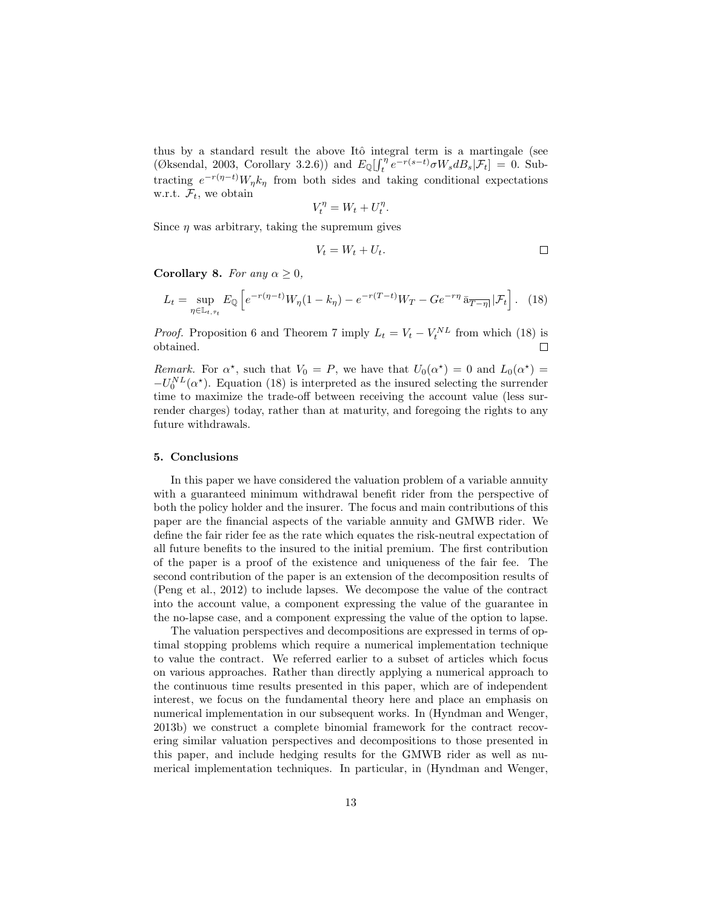thus by a standard result the above Itô integral term is a martingale (see (Øksendal, 2003, Corollary 3.2.6)) and $E_{\mathbb{Q}}[\int_t^{\eta} e^{-r(s-t)}\sigma W_s dB_s|\mathcal{F}_t] = 0$. Subtracting $e^{-r(\eta-t)}W_\eta k_\eta$ from both sides and taking conditional expectations w.r.t. $\mathcal{F}_t$, we obtain

$$V_t^{\eta} = W_t + U_t^{\eta}.$$

Since $\eta$ was arbitrary, taking the supremum gives

$$V_t = W_t + U_t. \qquad \square$$

**Corollary 8.** *For any $\alpha \geq 0$,*

$$L_t = \sup_{\eta \in \mathbb{L}_{t,\bar{\tau}_t}} E_{\mathbb{Q}}\left[e^{-r(\eta-t)}W_\eta(1-k_\eta) - e^{-r(T-t)}W_T - Ge^{-r\eta}\,\bar{a}_{\overline{T-\eta}|}|\mathcal{F}_t\right]. \quad (18)$$

*Proof.* Proposition 6 and Theorem 7 imply $L_t = V_t - V_t^{NL}$ from which (18) is obtained. $\square$

*Remark.* For $\alpha^\star$, such that $V_0 = P$, we have that $U_0(\alpha^\star) = 0$ and $L_0(\alpha^\star) = -U_0^{NL}(\alpha^\star)$. Equation (18) is interpreted as the insured selecting the surrender time to maximize the trade-off between receiving the account value (less surrender charges) today, rather than at maturity, and foregoing the rights to any future withdrawals.

## 5. Conclusions

In this paper we have considered the valuation problem of a variable annuity with a guaranteed minimum withdrawal benefit rider from the perspective of both the policy holder and the insurer. The focus and main contributions of this paper are the financial aspects of the variable annuity and GMWB rider. We define the fair rider fee as the rate which equates the risk-neutral expectation of all future benefits to the insured to the initial premium. The first contribution of the paper is a proof of the existence and uniqueness of the fair fee. The second contribution of the paper is an extension of the decomposition results of (Peng et al., 2012) to include lapses. We decompose the value of the contract into the account value, a component expressing the value of the guarantee in the no-lapse case, and a component expressing the value of the option to lapse.

The valuation perspectives and decompositions are expressed in terms of optimal stopping problems which require a numerical implementation technique to value the contract. We referred earlier to a subset of articles which focus on various approaches. Rather than directly applying a numerical approach to the continuous time results presented in this paper, which are of independent interest, we focus on the fundamental theory here and place an emphasis on numerical implementation in our subsequent works. In (Hyndman and Wenger, 2013b) we construct a complete binomial framework for the contract recovering similar valuation perspectives and decompositions to those presented in this paper, and include hedging results for the GMWB rider as well as numerical implementation techniques. In particular, in (Hyndman and Wenger,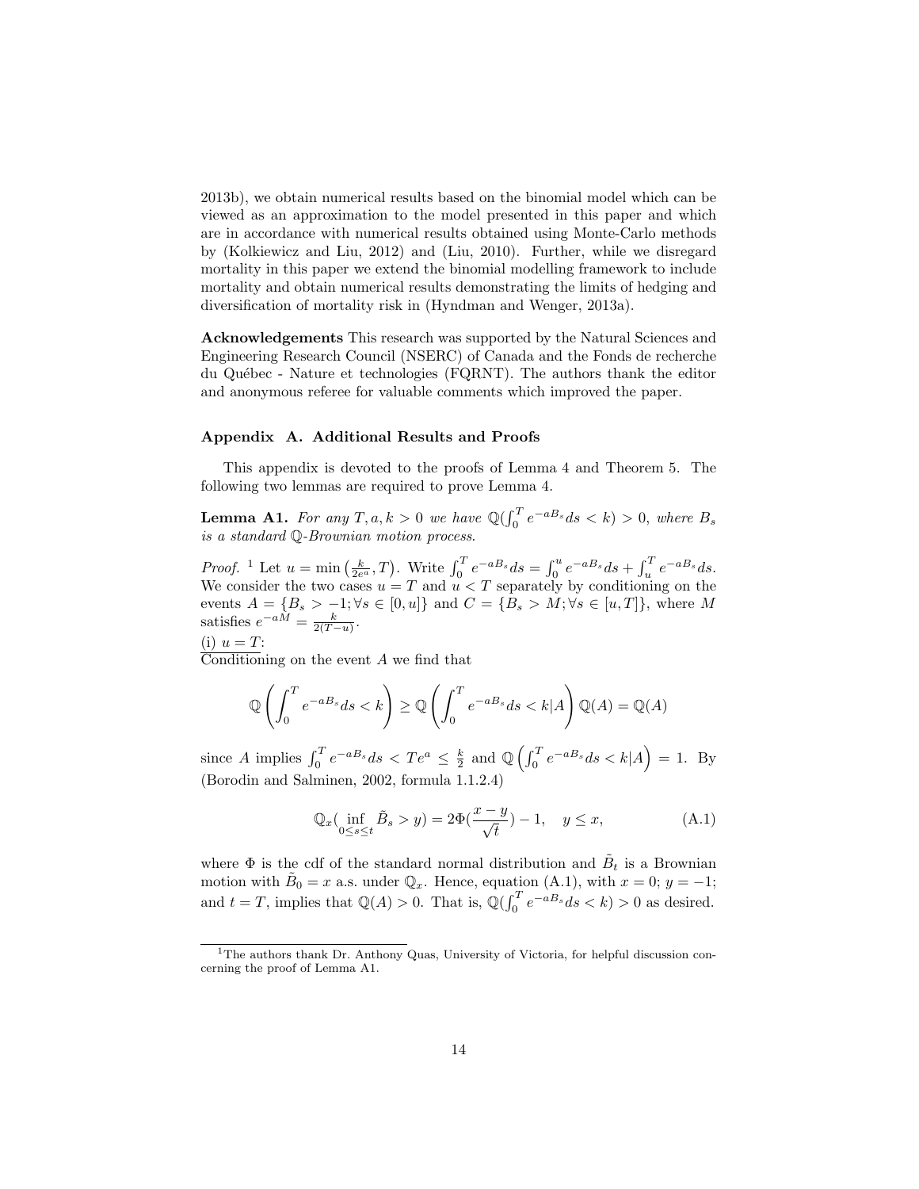2013b), we obtain numerical results based on the binomial model which can be viewed as an approximation to the model presented in this paper and which are in accordance with numerical results obtained using Monte-Carlo methods by (Kolkiewicz and Liu, 2012) and (Liu, 2010). Further, while we disregard mortality in this paper we extend the binomial modelling framework to include mortality and obtain numerical results demonstrating the limits of hedging and diversification of mortality risk in (Hyndman and Wenger, 2013a).

**Acknowledgements** This research was supported by the Natural Sciences and Engineering Research Council (NSERC) of Canada and the Fonds de recherche du Québec - Nature et technologies (FQRNT). The authors thank the editor and anonymous referee for valuable comments which improved the paper.

### Appendix A. Additional Results and Proofs

This appendix is devoted to the proofs of Lemma 4 and Theorem 5. The following two lemmas are required to prove Lemma 4.

**Lemma A1.** *For any $T, a, k > 0$ we have $\mathbb{Q}(\int_0^T e^{-aB_s} ds < k) > 0$, where $B_s$ is a standard $\mathbb{Q}$-Brownian motion process.*

*Proof.* [1] Let $u = \min\left(\frac{k}{2e^a}, T\right)$. Write $\int_0^T e^{-aB_s} ds = \int_0^u e^{-aB_s} ds + \int_u^T e^{-aB_s} ds$. We consider the two cases $u = T$ and $u < T$ separately by conditioning on the events $A = \{B_s > -1; \forall s \in [0, u]\}$ and $C = \{B_s > M; \forall s \in [u, T]\}$, where $M$ satisfies $e^{-aM} = \frac{k}{2(T-u)}$.

(i) $u = T$:
Conditioning on the event $A$ we find that

$$\mathbb{Q}\left(\int_0^T e^{-aB_s} ds < k\right) \geq \mathbb{Q}\left(\int_0^T e^{-aB_s} ds < k | A\right) \mathbb{Q}(A) = \mathbb{Q}(A)$$

since $A$ implies $\int_0^T e^{-aB_s} ds < Te^a \leq \frac{k}{2}$ and $\mathbb{Q}\left(\int_0^T e^{-aB_s} ds < k | A\right) = 1$. By (Borodin and Salminen, 2002, formula 1.1.2.4)

$$\mathbb{Q}_x(\inf_{0 \leq s \leq t} \tilde{B}_s > y) = 2\Phi(\frac{x-y}{\sqrt{t}}) - 1, \quad y \leq x, \tag{A.1}$$

where $\Phi$ is the cdf of the standard normal distribution and $\tilde{B}_t$ is a Brownian motion with $\tilde{B}_0 = x$ a.s. under $\mathbb{Q}_x$. Hence, equation (A.1), with $x = 0$; $y = -1$; and $t = T$, implies that $\mathbb{Q}(A) > 0$. That is, $\mathbb{Q}(\int_0^T e^{-aB_s} ds < k) > 0$ as desired.

[1] The authors thank Dr. Anthony Quas, University of Victoria, for helpful discussion concerning the proof of Lemma A1.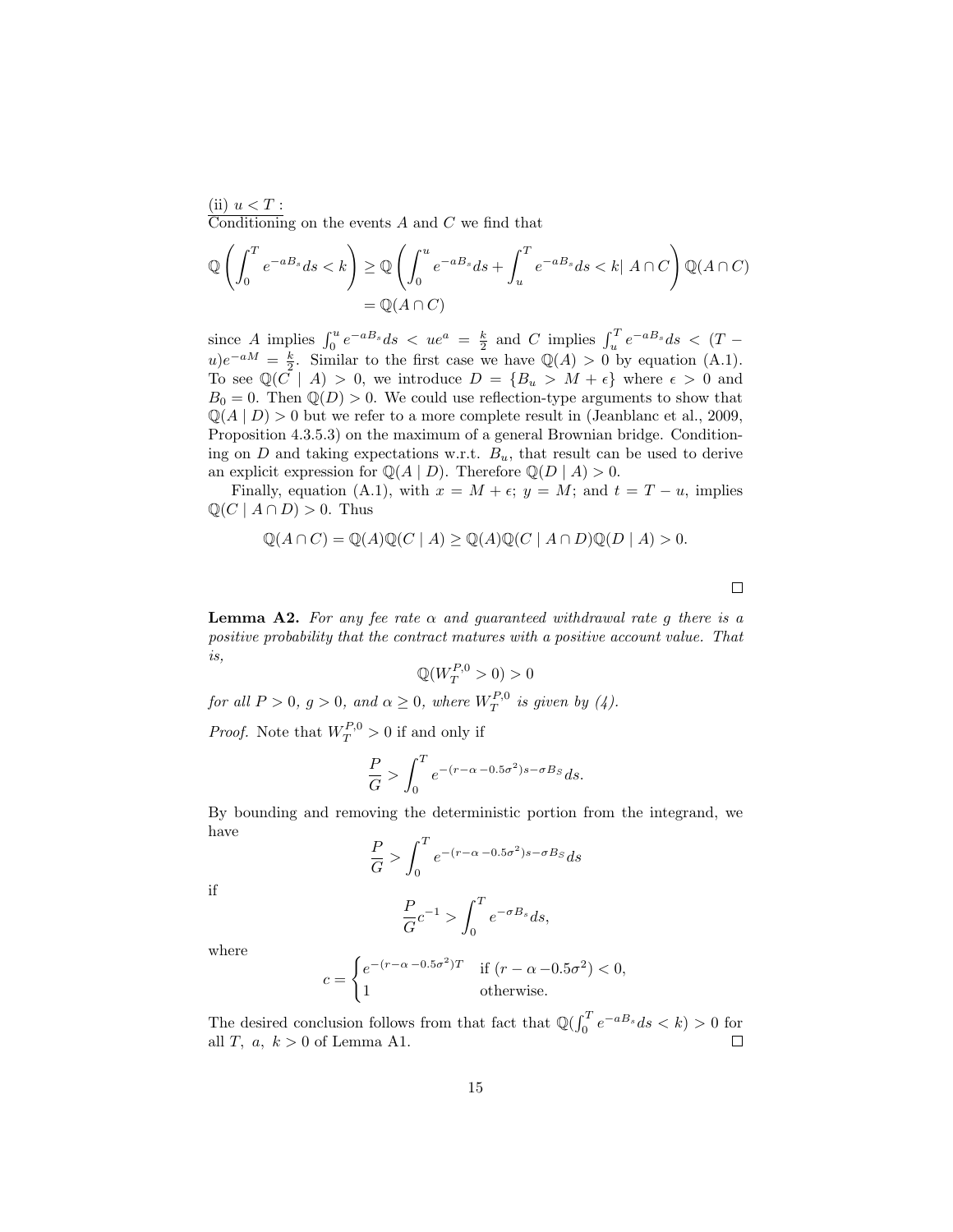(ii) $u < T$ :
Conditioning on the events $A$ and $C$ we find that

$$\mathbb{Q}\left(\int_0^T e^{-aB_s}ds < k\right) \geq \mathbb{Q}\left(\int_0^u e^{-aB_s}ds + \int_u^T e^{-aB_s}ds < k \middle|\ A \cap C\right)\mathbb{Q}(A \cap C)$$
$$= \mathbb{Q}(A \cap C)$$

since $A$ implies $\int_0^u e^{-aB_s}ds < ue^a = \frac{k}{2}$ and $C$ implies $\int_u^T e^{-aB_s}ds < (T-u)e^{-aM} = \frac{k}{2}$. Similar to the first case we have $\mathbb{Q}(A) > 0$ by equation (A.1). To see $\mathbb{Q}(C \mid A) > 0$, we introduce $D = \{B_u > M + \epsilon\}$ where $\epsilon > 0$ and $B_0 = 0$. Then $\mathbb{Q}(D) > 0$. We could use reflection-type arguments to show that $\mathbb{Q}(A \mid D) > 0$ but we refer to a more complete result in (Jeanblanc et al., 2009, Proposition 4.3.5.3) on the maximum of a general Brownian bridge. Conditioning on $D$ and taking expectations w.r.t. $B_u$, that result can be used to derive an explicit expression for $\mathbb{Q}(A \mid D)$. Therefore $\mathbb{Q}(D \mid A) > 0$.

Finally, equation (A.1), with $x = M + \epsilon$; $y = M$; and $t = T - u$, implies $\mathbb{Q}(C \mid A \cap D) > 0$. Thus

$$\mathbb{Q}(A \cap C) = \mathbb{Q}(A)\mathbb{Q}(C \mid A) \geq \mathbb{Q}(A)\mathbb{Q}(C \mid A \cap D)\mathbb{Q}(D \mid A) > 0.$$

□

**Lemma A2.** *For any fee rate $\alpha$ and guaranteed withdrawal rate $g$ there is a positive probability that the contract matures with a positive account value. That is,*

$$\mathbb{Q}(W_T^{P,0} > 0) > 0$$

*for all $P > 0$, $g > 0$, and $\alpha \geq 0$, where $W_T^{P,0}$ is given by (4).*

*Proof.* Note that $W_T^{P,0} > 0$ if and only if

$$\frac{P}{G} > \int_0^T e^{-(r-\alpha-0.5\sigma^2)s-\sigma B_S}ds.$$

By bounding and removing the deterministic portion from the integrand, we have

$$\frac{P}{G} > \int_0^T e^{-(r-\alpha-0.5\sigma^2)s-\sigma B_S}ds$$

if

$$\frac{P}{G}c^{-1} > \int_0^T e^{-\sigma B_s}ds,$$

where

$$c = \begin{cases} e^{-(r-\alpha-0.5\sigma^2)T} & \text{if } (r-\alpha-0.5\sigma^2) < 0, \\ 1 & \text{otherwise.} \end{cases}$$

The desired conclusion follows from that fact that $\mathbb{Q}(\int_0^T e^{-aB_s}ds < k) > 0$ for all $T,\ a,\ k > 0$ of Lemma A1. □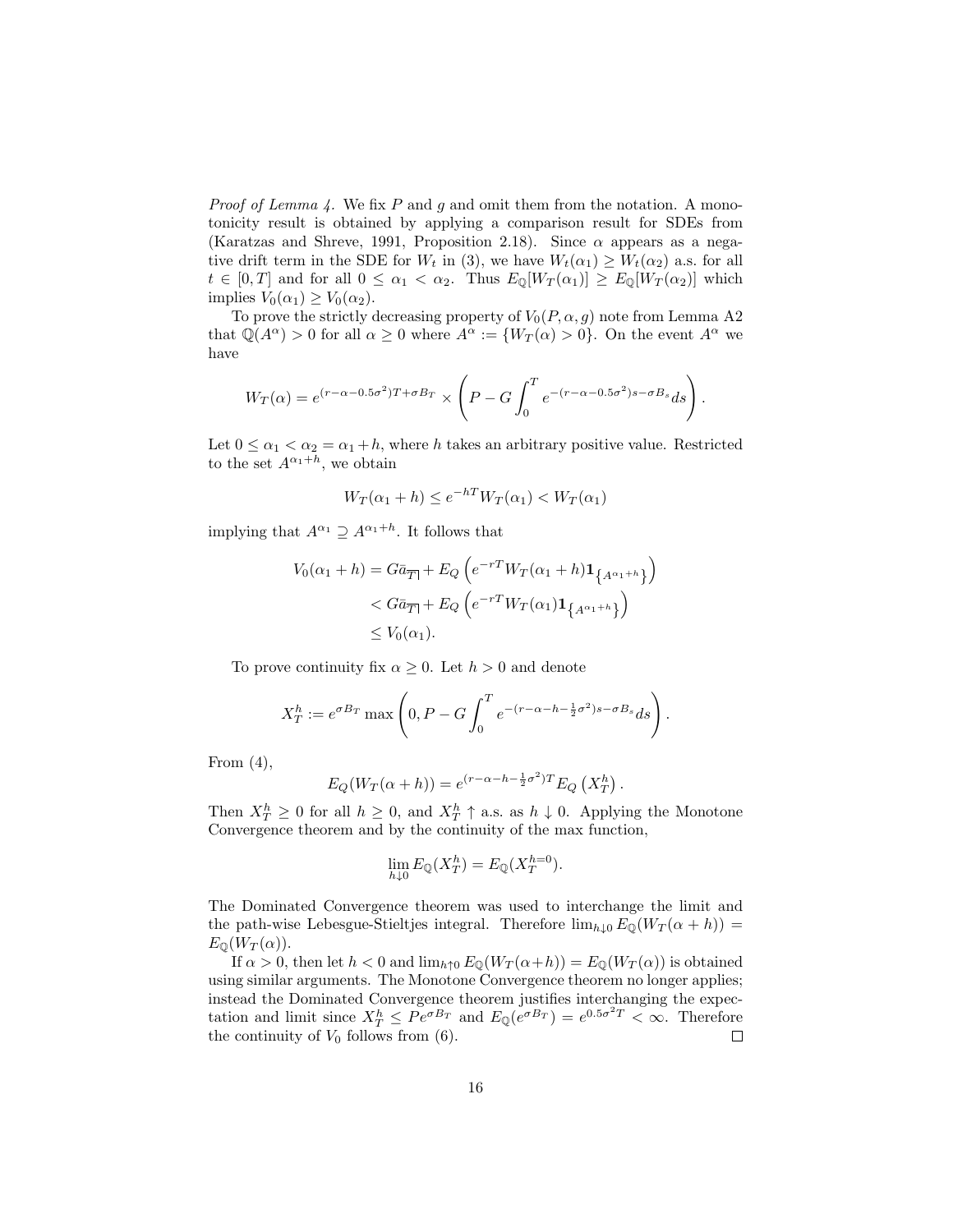*Proof of Lemma 4.* We fix $P$ and $g$ and omit them from the notation. A monotonicity result is obtained by applying a comparison result for SDEs from (Karatzas and Shreve, 1991, Proposition 2.18). Since $\alpha$ appears as a negative drift term in the SDE for $W_t$ in (3), we have $W_t(\alpha_1) \geq W_t(\alpha_2)$ a.s. for all $t \in [0,T]$ and for all $0 \leq \alpha_1 < \alpha_2$. Thus $E_{\mathbb{Q}}[W_T(\alpha_1)] \geq E_{\mathbb{Q}}[W_T(\alpha_2)]$ which implies $V_0(\alpha_1) \geq V_0(\alpha_2)$.

To prove the strictly decreasing property of $V_0(P, \alpha, g)$ note from Lemma A2 that $\mathbb{Q}(A^\alpha) > 0$ for all $\alpha \geq 0$ where $A^\alpha := \{W_T(\alpha) > 0\}$. On the event $A^\alpha$ we have

$$W_T(\alpha) = e^{(r-\alpha-0.5\sigma^2)T+\sigma B_T} \times \left( P - G \int_0^T e^{-(r-\alpha-0.5\sigma^2)s-\sigma B_s} ds \right).$$

Let $0 \leq \alpha_1 < \alpha_2 = \alpha_1 + h$, where $h$ takes an arbitrary positive value. Restricted to the set $A^{\alpha_1+h}$, we obtain

$$W_T(\alpha_1 + h) \leq e^{-hT} W_T(\alpha_1) < W_T(\alpha_1)$$

implying that $A^{\alpha_1} \supseteq A^{\alpha_1+h}$. It follows that

$$\begin{aligned}
V_0(\alpha_1 + h) &= G\bar{a}_{\overline{T}|} + E_Q\left(e^{-rT} W_T(\alpha_1 + h) \mathbf{1}_{\{A^{\alpha_1+h}\}}\right) \\
&< G\bar{a}_{\overline{T}|} + E_Q\left(e^{-rT} W_T(\alpha_1) \mathbf{1}_{\{A^{\alpha_1+h}\}}\right) \\
&\leq V_0(\alpha_1).
\end{aligned}$$

To prove continuity fix $\alpha \geq 0$. Let $h > 0$ and denote

$$X_T^h := e^{\sigma B_T} \max\left(0, P - G \int_0^T e^{-(r-\alpha-h-\frac{1}{2}\sigma^2)s-\sigma B_s} ds\right).$$

From (4),

$$E_Q(W_T(\alpha + h)) = e^{(r-\alpha-h-\frac{1}{2}\sigma^2)T} E_Q\left(X_T^h\right).$$

Then $X_T^h \geq 0$ for all $h \geq 0$, and $X_T^h \uparrow$ a.s. as $h \downarrow 0$. Applying the Monotone Convergence theorem and by the continuity of the max function,

$$\lim_{h \downarrow 0} E_{\mathbb{Q}}(X_T^h) = E_{\mathbb{Q}}(X_T^{h=0}).$$

The Dominated Convergence theorem was used to interchange the limit and the path-wise Lebesgue-Stieltjes integral. Therefore $\lim_{h\downarrow 0} E_{\mathbb{Q}}(W_T(\alpha + h)) = E_{\mathbb{Q}}(W_T(\alpha))$.

If $\alpha > 0$, then let $h < 0$ and $\lim_{h\uparrow 0} E_{\mathbb{Q}}(W_T(\alpha+h)) = E_{\mathbb{Q}}(W_T(\alpha))$ is obtained using similar arguments. The Monotone Convergence theorem no longer applies; instead the Dominated Convergence theorem justifies interchanging the expectation and limit since $X_T^h \leq Pe^{\sigma B_T}$ and $E_{\mathbb{Q}}(e^{\sigma B_T}) = e^{0.5\sigma^2 T} < \infty$. Therefore the continuity of $V_0$ follows from (6). □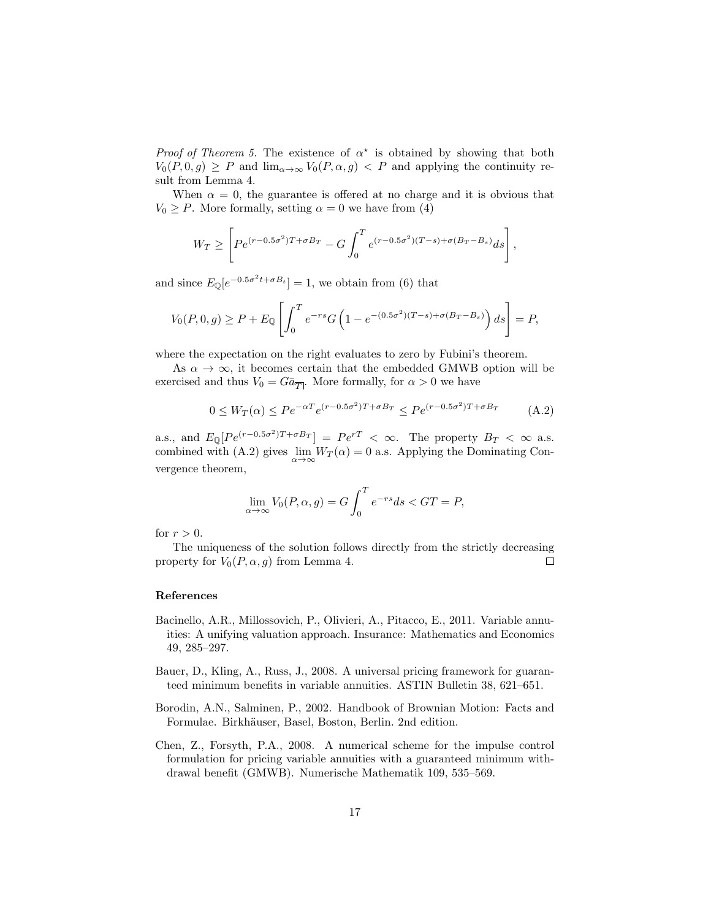*Proof of Theorem 5.* The existence of $\alpha^\star$ is obtained by showing that both $V_0(P, 0, g) \geq P$ and $\lim_{\alpha\to\infty} V_0(P, \alpha, g) < P$ and applying the continuity result from Lemma 4.

When $\alpha = 0$, the guarantee is offered at no charge and it is obvious that $V_0 \geq P$. More formally, setting $\alpha = 0$ we have from (4)

$$W_T \geq \left[ Pe^{(r-0.5\sigma^2)T+\sigma B_T} - G\int_0^T e^{(r-0.5\sigma^2)(T-s)+\sigma(B_T-B_s)} ds \right],$$

and since $E_{\mathbb{Q}}[e^{-0.5\sigma^2 t+\sigma B_t}] = 1$, we obtain from (6) that

$$V_0(P, 0, g) \geq P + E_{\mathbb{Q}}\left[ \int_0^T e^{-rs} G\left(1 - e^{-(0.5\sigma^2)(T-s)+\sigma(B_T-B_s)}\right) ds \right] = P,$$

where the expectation on the right evaluates to zero by Fubini's theorem.

As $\alpha \to \infty$, it becomes certain that the embedded GMWB option will be exercised and thus $V_0 = G\bar{a}_{\overline{T|}}$. More formally, for $\alpha > 0$ we have

$$0 \leq W_T(\alpha) \leq Pe^{-\alpha T} e^{(r-0.5\sigma^2)T+\sigma B_T} \leq Pe^{(r-0.5\sigma^2)T+\sigma B_T} \tag{A.2}$$

a.s., and $E_{\mathbb{Q}}[Pe^{(r-0.5\sigma^2)T+\sigma B_T}] = Pe^{rT} < \infty$. The property $B_T < \infty$ a.s. combined with (A.2) gives $\lim\limits_{\alpha\to\infty} W_T(\alpha) = 0$ a.s. Applying the Dominating Convergence theorem,

$$\lim_{\alpha\to\infty} V_0(P, \alpha, g) = G\int_0^T e^{-rs} ds < GT = P,$$

for $r > 0$.

The uniqueness of the solution follows directly from the strictly decreasing property for $V_0(P, \alpha, g)$ from Lemma 4. $\square$

## References

Bacinello, A.R., Millossovich, P., Olivieri, A., Pitacco, E., 2011. Variable annuities: A unifying valuation approach. Insurance: Mathematics and Economics 49, 285–297.

Bauer, D., Kling, A., Russ, J., 2008. A universal pricing framework for guaranteed minimum benefits in variable annuities. ASTIN Bulletin 38, 621–651.

Borodin, A.N., Salminen, P., 2002. Handbook of Brownian Motion: Facts and Formulae. Birkhäuser, Basel, Boston, Berlin. 2nd edition.

Chen, Z., Forsyth, P.A., 2008. A numerical scheme for the impulse control formulation for pricing variable annuities with a guaranteed minimum withdrawal benefit (GMWB). Numerische Mathematik 109, 535–569.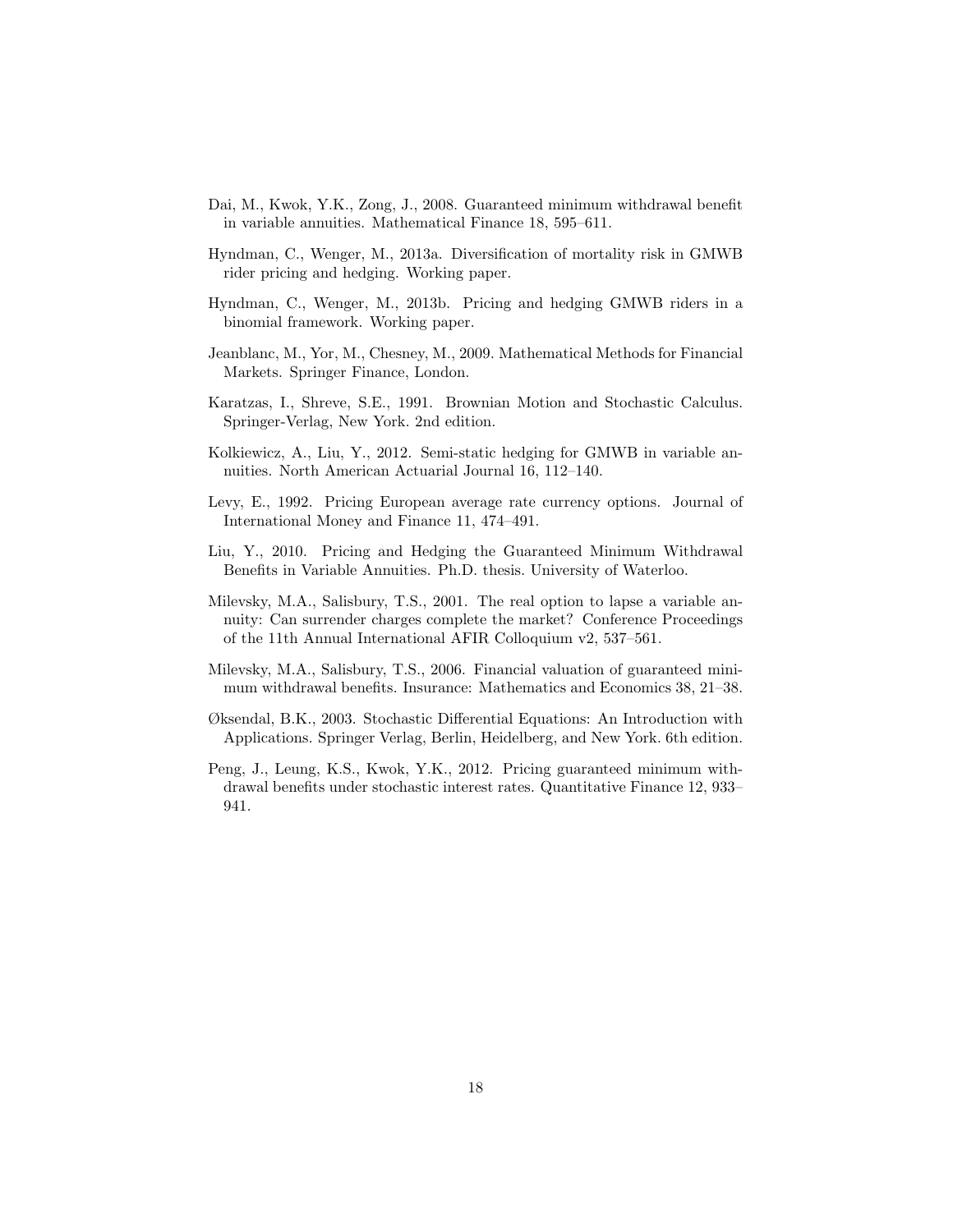Dai, M., Kwok, Y.K., Zong, J., 2008. Guaranteed minimum withdrawal benefit in variable annuities. Mathematical Finance 18, 595–611.

Hyndman, C., Wenger, M., 2013a. Diversification of mortality risk in GMWB rider pricing and hedging. Working paper.

Hyndman, C., Wenger, M., 2013b. Pricing and hedging GMWB riders in a binomial framework. Working paper.

Jeanblanc, M., Yor, M., Chesney, M., 2009. Mathematical Methods for Financial Markets. Springer Finance, London.

Karatzas, I., Shreve, S.E., 1991. Brownian Motion and Stochastic Calculus. Springer-Verlag, New York. 2nd edition.

Kolkiewicz, A., Liu, Y., 2012. Semi-static hedging for GMWB in variable annuities. North American Actuarial Journal 16, 112–140.

Levy, E., 1992. Pricing European average rate currency options. Journal of International Money and Finance 11, 474–491.

Liu, Y., 2010. Pricing and Hedging the Guaranteed Minimum Withdrawal Benefits in Variable Annuities. Ph.D. thesis. University of Waterloo.

Milevsky, M.A., Salisbury, T.S., 2001. The real option to lapse a variable annuity: Can surrender charges complete the market? Conference Proceedings of the 11th Annual International AFIR Colloquium v2, 537–561.

Milevsky, M.A., Salisbury, T.S., 2006. Financial valuation of guaranteed minimum withdrawal benefits. Insurance: Mathematics and Economics 38, 21–38.

Øksendal, B.K., 2003. Stochastic Differential Equations: An Introduction with Applications. Springer Verlag, Berlin, Heidelberg, and New York. 6th edition.

Peng, J., Leung, K.S., Kwok, Y.K., 2012. Pricing guaranteed minimum withdrawal benefits under stochastic interest rates. Quantitative Finance 12, 933–941.